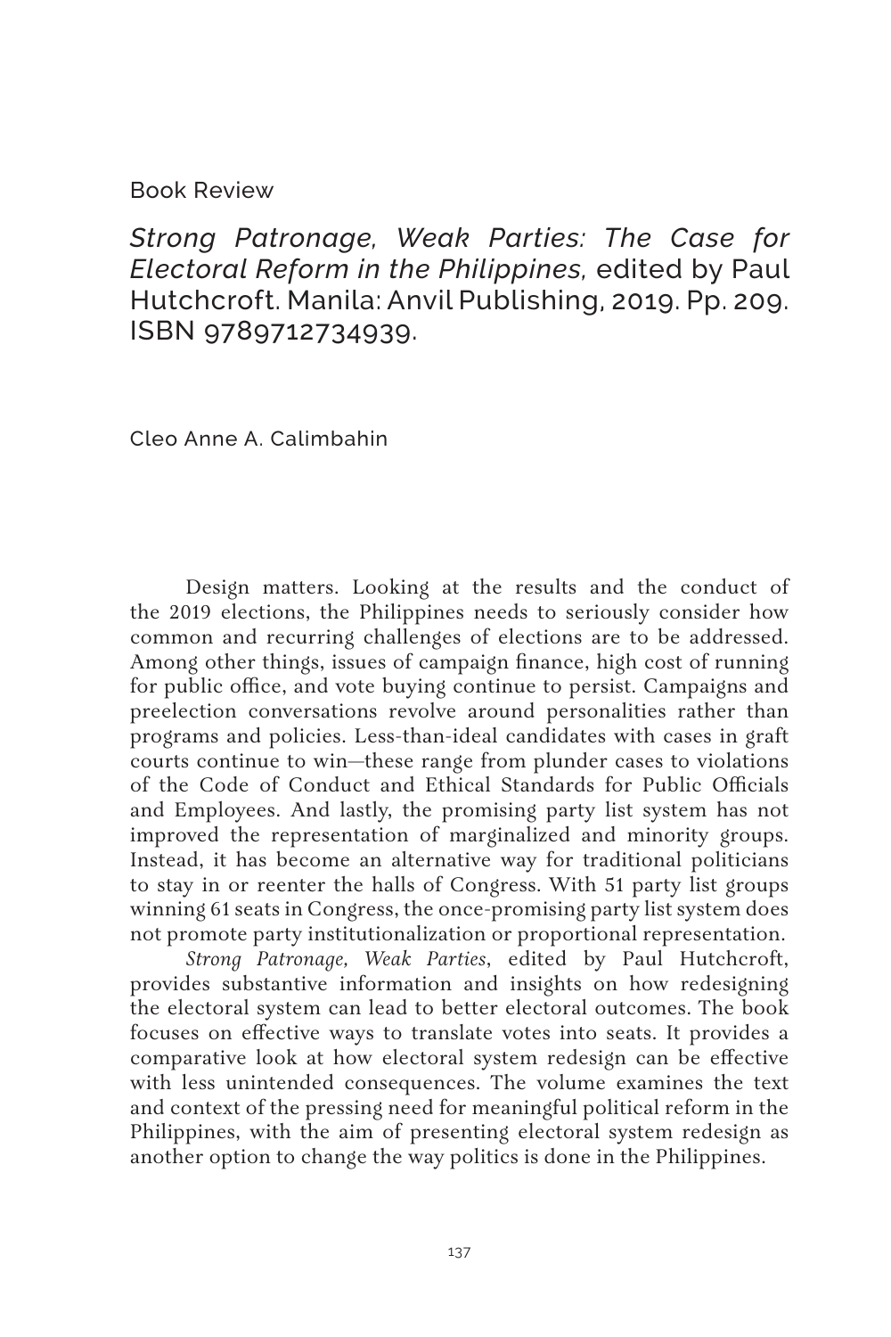Book Review

## *Strong Patronage, Weak Parties: The Case for Electoral Reform in the Philippines,* edited by Paul Hutchcroft. Manila: Anvil Publishing, 2019. Pp. 209. ISBN 9789712734939.

Cleo Anne A. Calimbahin

Design matters. Looking at the results and the conduct of the 2019 elections, the Philippines needs to seriously consider how common and recurring challenges of elections are to be addressed. Among other things, issues of campaign finance, high cost of running for public office, and vote buying continue to persist. Campaigns and preelection conversations revolve around personalities rather than programs and policies. Less-than-ideal candidates with cases in graft courts continue to win—these range from plunder cases to violations of the Code of Conduct and Ethical Standards for Public Officials and Employees. And lastly, the promising party list system has not improved the representation of marginalized and minority groups. Instead, it has become an alternative way for traditional politicians to stay in or reenter the halls of Congress. With 51 party list groups winning 61 seats in Congress, the once-promising party list system does not promote party institutionalization or proportional representation.

*Strong Patronage, Weak Parties*, edited by Paul Hutchcroft, provides substantive information and insights on how redesigning the electoral system can lead to better electoral outcomes. The book focuses on effective ways to translate votes into seats. It provides a comparative look at how electoral system redesign can be effective with less unintended consequences. The volume examines the text and context of the pressing need for meaningful political reform in the Philippines, with the aim of presenting electoral system redesign as another option to change the way politics is done in the Philippines.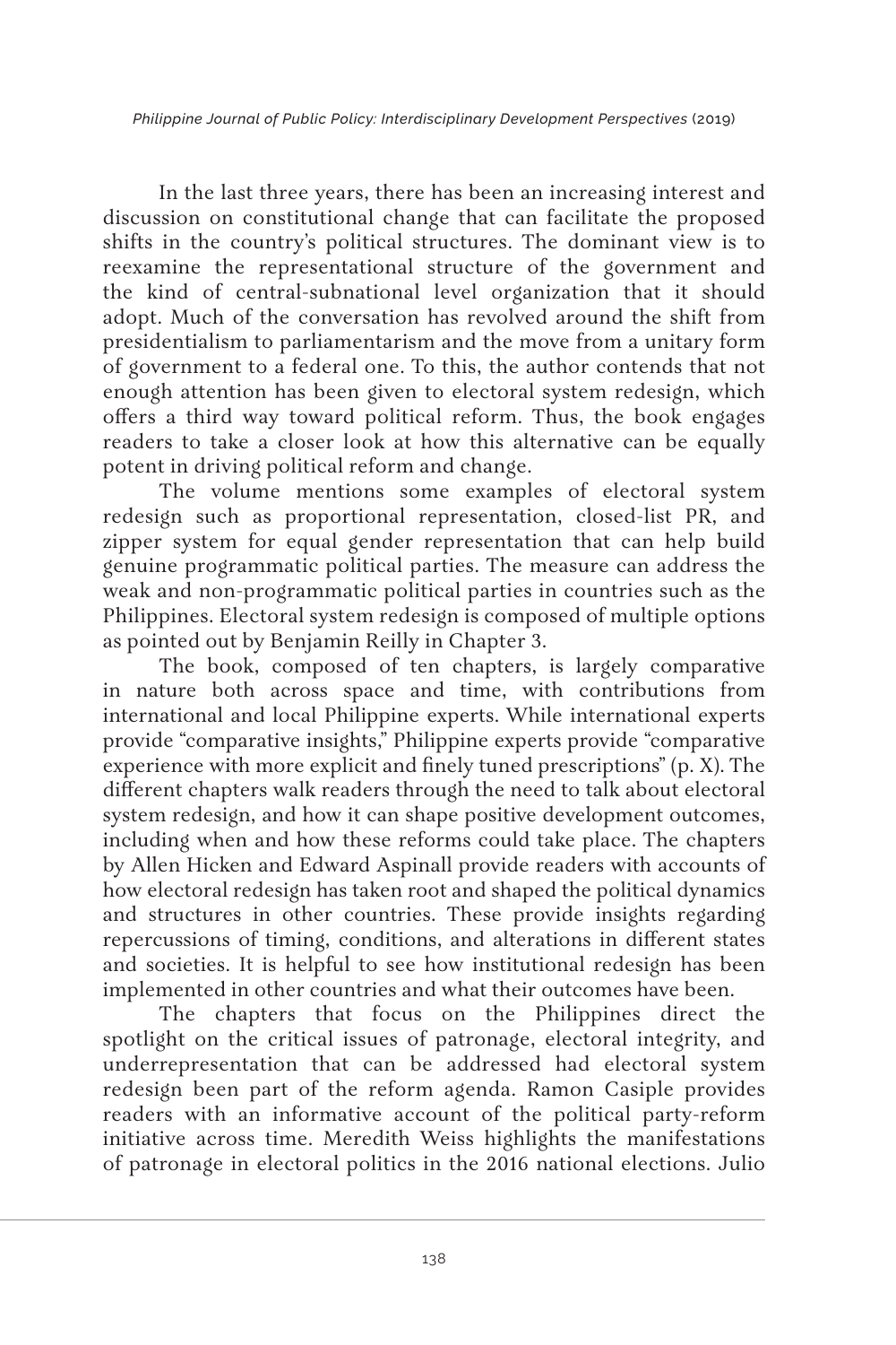In the last three years, there has been an increasing interest and discussion on constitutional change that can facilitate the proposed shifts in the country's political structures. The dominant view is to reexamine the representational structure of the government and the kind of central-subnational level organization that it should adopt. Much of the conversation has revolved around the shift from presidentialism to parliamentarism and the move from a unitary form of government to a federal one. To this, the author contends that not enough attention has been given to electoral system redesign, which offers a third way toward political reform. Thus, the book engages readers to take a closer look at how this alternative can be equally potent in driving political reform and change.

The volume mentions some examples of electoral system redesign such as proportional representation, closed-list PR, and zipper system for equal gender representation that can help build genuine programmatic political parties. The measure can address the weak and non-programmatic political parties in countries such as the Philippines. Electoral system redesign is composed of multiple options as pointed out by Benjamin Reilly in Chapter 3.

The book, composed of ten chapters, is largely comparative in nature both across space and time, with contributions from international and local Philippine experts. While international experts provide "comparative insights," Philippine experts provide "comparative experience with more explicit and finely tuned prescriptions" (p. X). The different chapters walk readers through the need to talk about electoral system redesign, and how it can shape positive development outcomes, including when and how these reforms could take place. The chapters by Allen Hicken and Edward Aspinall provide readers with accounts of how electoral redesign has taken root and shaped the political dynamics and structures in other countries. These provide insights regarding repercussions of timing, conditions, and alterations in different states and societies. It is helpful to see how institutional redesign has been implemented in other countries and what their outcomes have been.

The chapters that focus on the Philippines direct the spotlight on the critical issues of patronage, electoral integrity, and underrepresentation that can be addressed had electoral system redesign been part of the reform agenda. Ramon Casiple provides readers with an informative account of the political party-reform initiative across time. Meredith Weiss highlights the manifestations of patronage in electoral politics in the 2016 national elections. Julio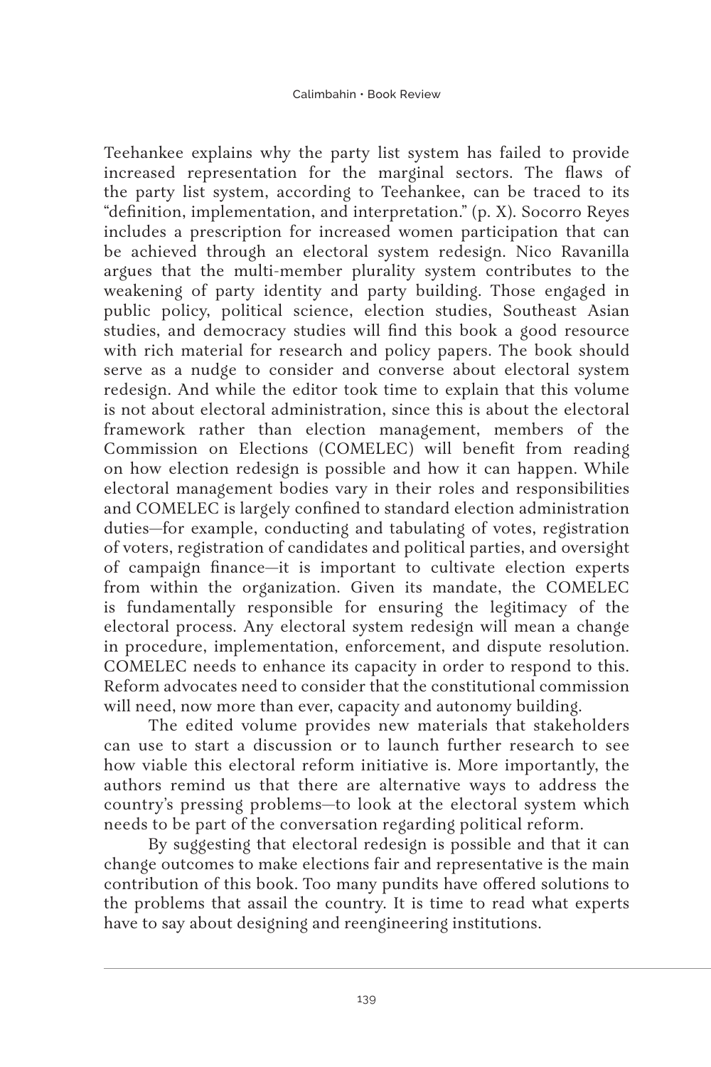Teehankee explains why the party list system has failed to provide increased representation for the marginal sectors. The flaws of the party list system, according to Teehankee, can be traced to its "definition, implementation, and interpretation." (p. X). Socorro Reyes includes a prescription for increased women participation that can be achieved through an electoral system redesign. Nico Ravanilla argues that the multi-member plurality system contributes to the weakening of party identity and party building. Those engaged in public policy, political science, election studies, Southeast Asian studies, and democracy studies will find this book a good resource with rich material for research and policy papers. The book should serve as a nudge to consider and converse about electoral system redesign. And while the editor took time to explain that this volume is not about electoral administration, since this is about the electoral framework rather than election management, members of the Commission on Elections (COMELEC) will benefit from reading on how election redesign is possible and how it can happen. While electoral management bodies vary in their roles and responsibilities and COMELEC is largely confined to standard election administration duties—for example, conducting and tabulating of votes, registration of voters, registration of candidates and political parties, and oversight of campaign finance—it is important to cultivate election experts from within the organization. Given its mandate, the COMELEC is fundamentally responsible for ensuring the legitimacy of the electoral process. Any electoral system redesign will mean a change in procedure, implementation, enforcement, and dispute resolution. COMELEC needs to enhance its capacity in order to respond to this. Reform advocates need to consider that the constitutional commission will need, now more than ever, capacity and autonomy building.

The edited volume provides new materials that stakeholders can use to start a discussion or to launch further research to see how viable this electoral reform initiative is. More importantly, the authors remind us that there are alternative ways to address the country's pressing problems—to look at the electoral system which needs to be part of the conversation regarding political reform.

By suggesting that electoral redesign is possible and that it can change outcomes to make elections fair and representative is the main contribution of this book. Too many pundits have offered solutions to the problems that assail the country. It is time to read what experts have to say about designing and reengineering institutions.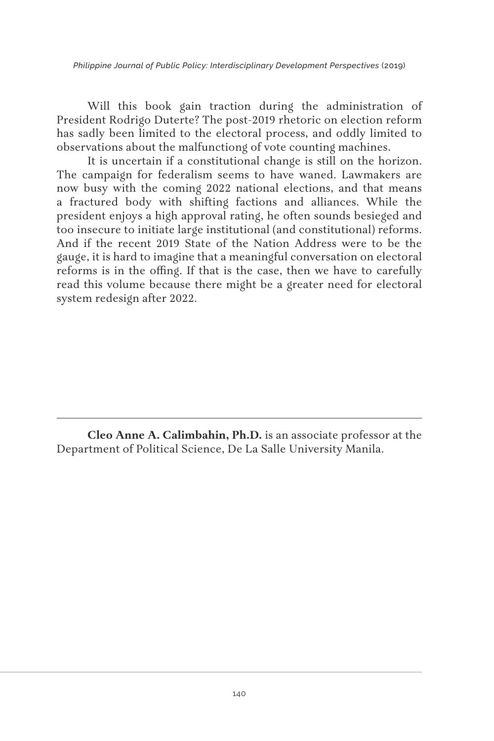Will this book gain traction during the administration of President Rodrigo Duterte? The post-2019 rhetoric on election reform has sadly been limited to the electoral process, and oddly limited to observations about the malfunctiong of vote counting machines.

It is uncertain if a constitutional change is still on the horizon. The campaign for federalism seems to have waned. Lawmakers are now busy with the coming 2022 national elections, and that means a fractured body with shifting factions and alliances. While the president enjoys a high approval rating, he often sounds besieged and too insecure to initiate large institutional (and constitutional) reforms. And if the recent 2019 State of the Nation Address were to be the gauge, it is hard to imagine that a meaningful conversation on electoral reforms is in the offing. If that is the case, then we have to carefully read this volume because there might be a greater need for electoral system redesign after 2022.

---

**Cleo Anne A. Calimbahin, Ph.D.** is an associate professor at the Department of Political Science, De La Salle University Manila.